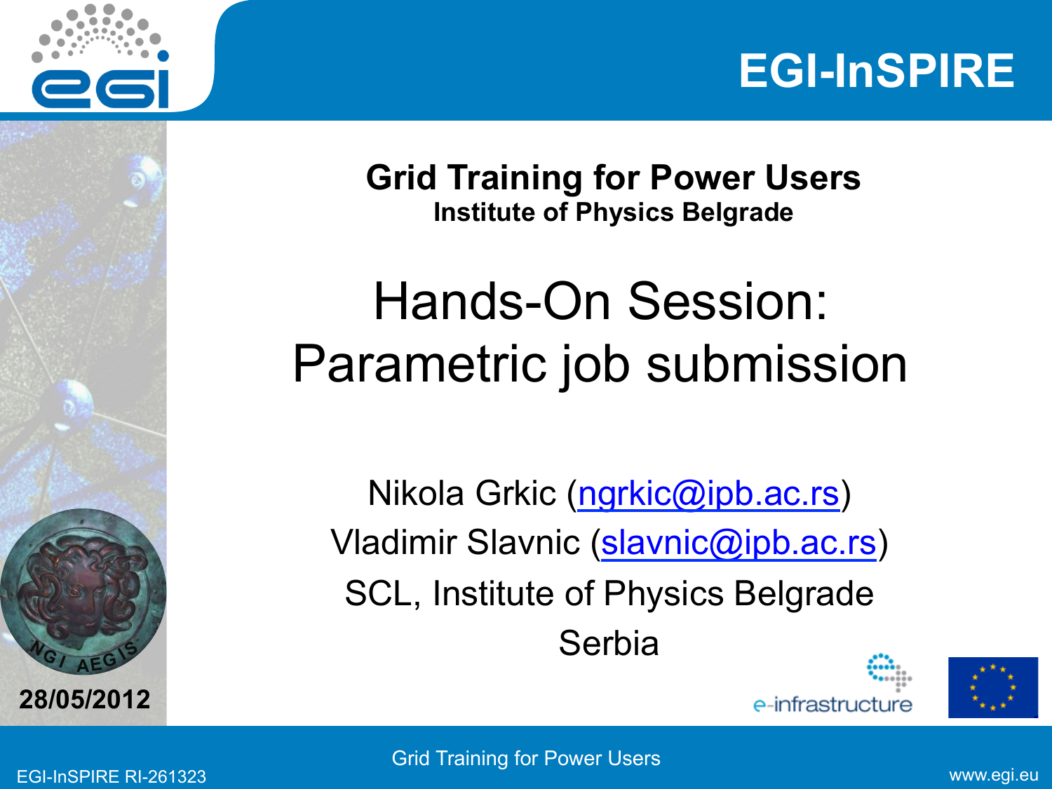**Grid Training for Power Users**
**Institute of Physics Belgrade**

# Hands-On Session: Parametric job submission

Nikola Grkic (ngrkic@ipb.ac.rs)

Vladimir Slavnic (slavnic@ipb.ac.rs)

SCL, Institute of Physics Belgrade

Serbia

**28/05/2012**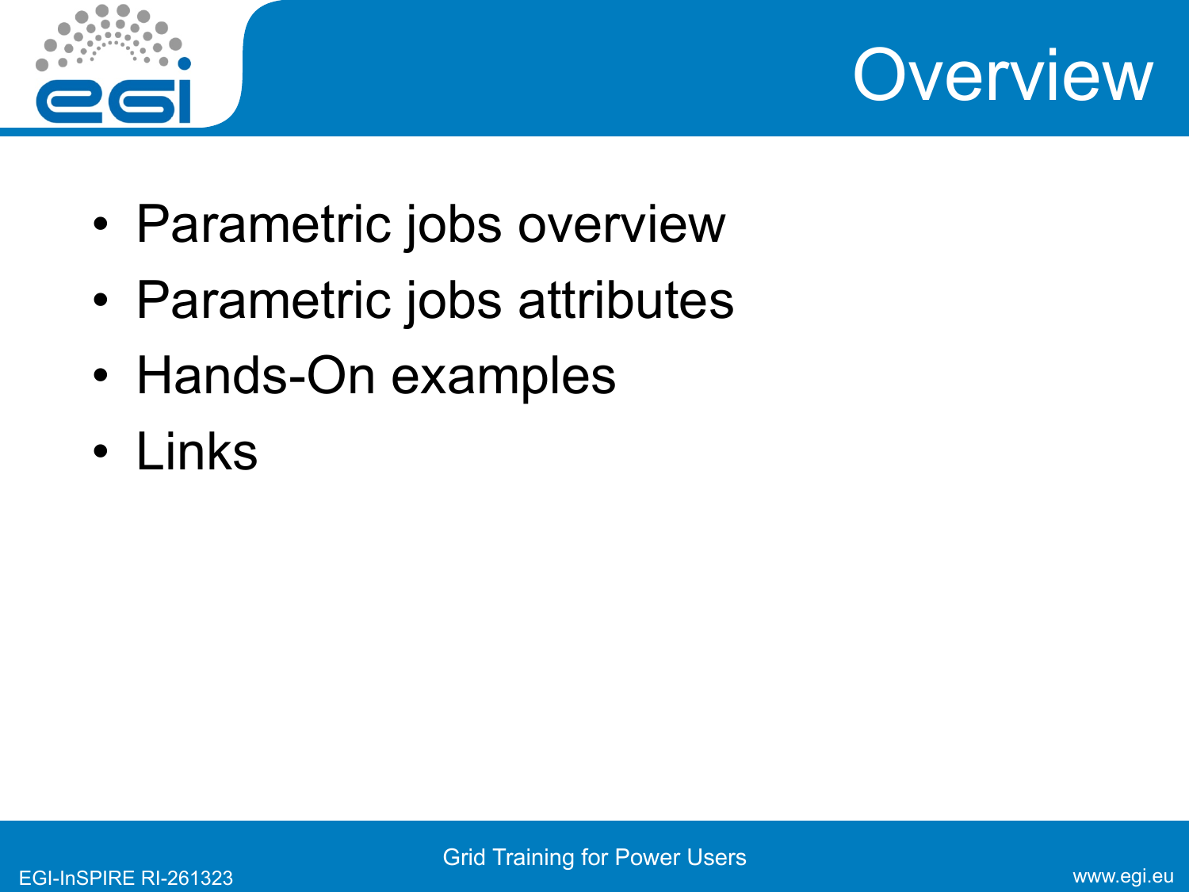# Overview

- Parametric jobs overview
- Parametric jobs attributes
- Hands-On examples
- Links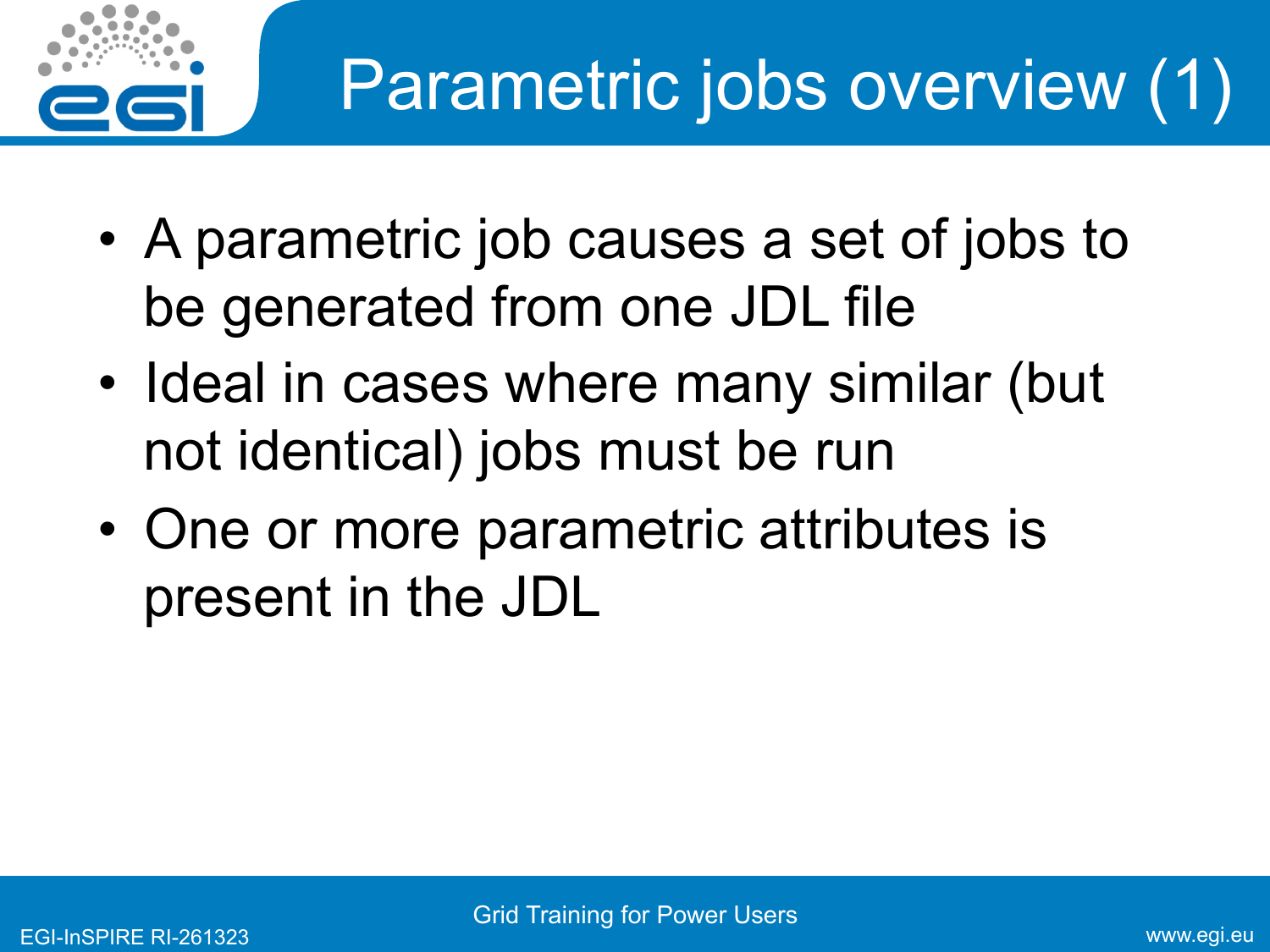# Parametric jobs overview (1)

- A parametric job causes a set of jobs to be generated from one JDL file
- Ideal in cases where many similar (but not identical) jobs must be run
- One or more parametric attributes is present in the JDL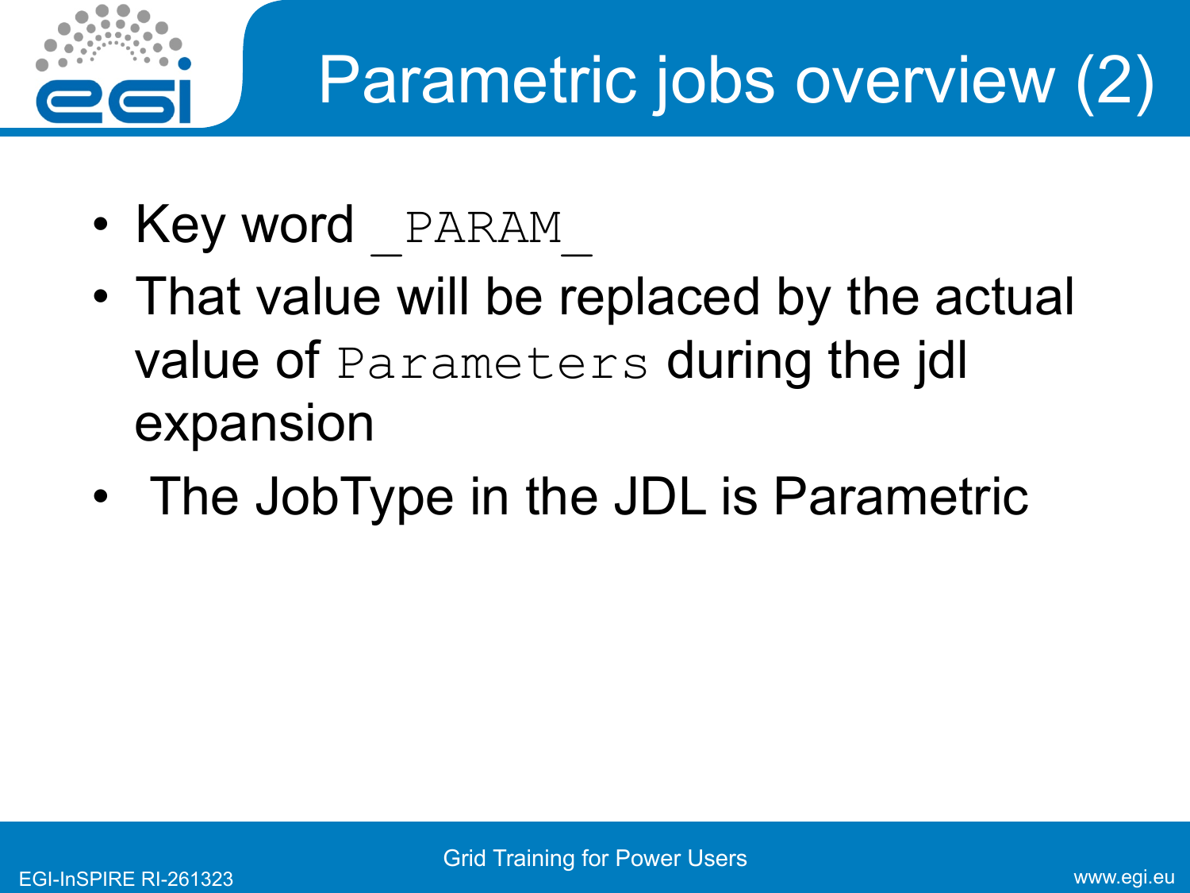# Parametric jobs overview (2)

- Key word `_PARAM_`
- That value will be replaced by the actual value of `Parameters` during the jdl expansion
- The JobType in the JDL is Parametric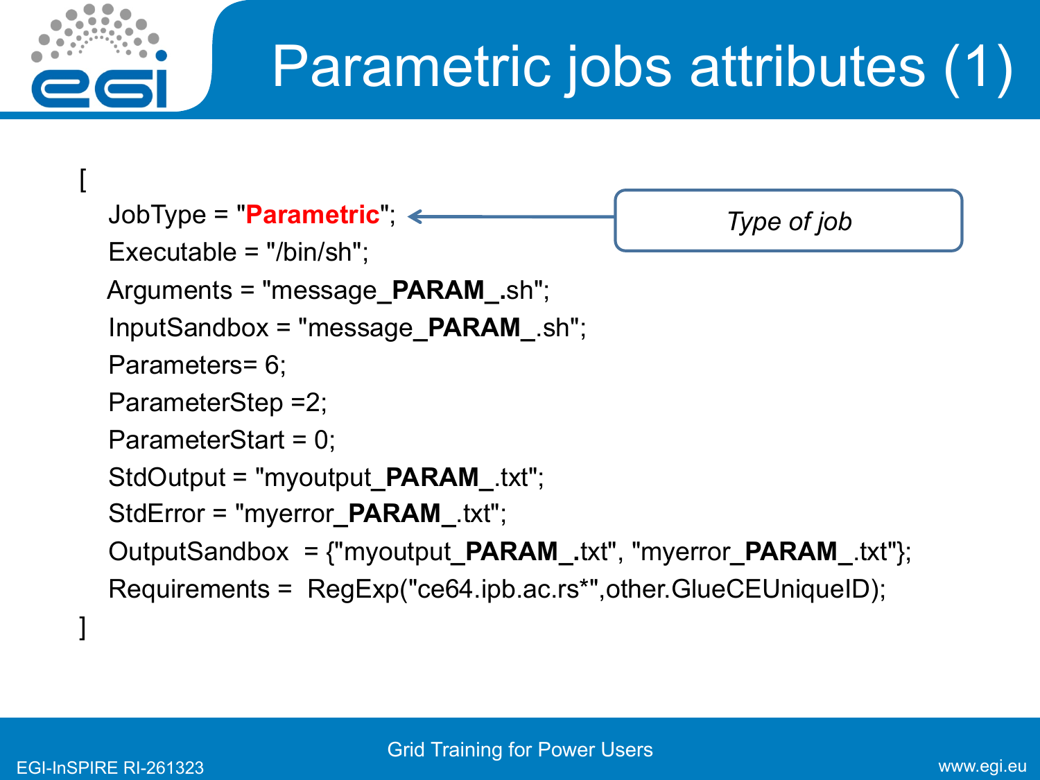# Parametric jobs attributes (1)

```
[
    JobType = "Parametric";
    Executable = "/bin/sh";
    Arguments = "message_PARAM_.sh";
    InputSandbox = "message_PARAM_.sh";
    Parameters= 6;
    ParameterStep =2;
    ParameterStart = 0;
    StdOutput = "myoutput_PARAM_.txt";
    StdError = "myerror_PARAM_.txt";
    OutputSandbox  = {"myoutput_PARAM_.txt", "myerror_PARAM_.txt"};
    Requirements =  RegExp("ce64.ipb.ac.rs*",other.GlueCEUniqueID);
]
```

*Type of job* (JobType = "Parametric")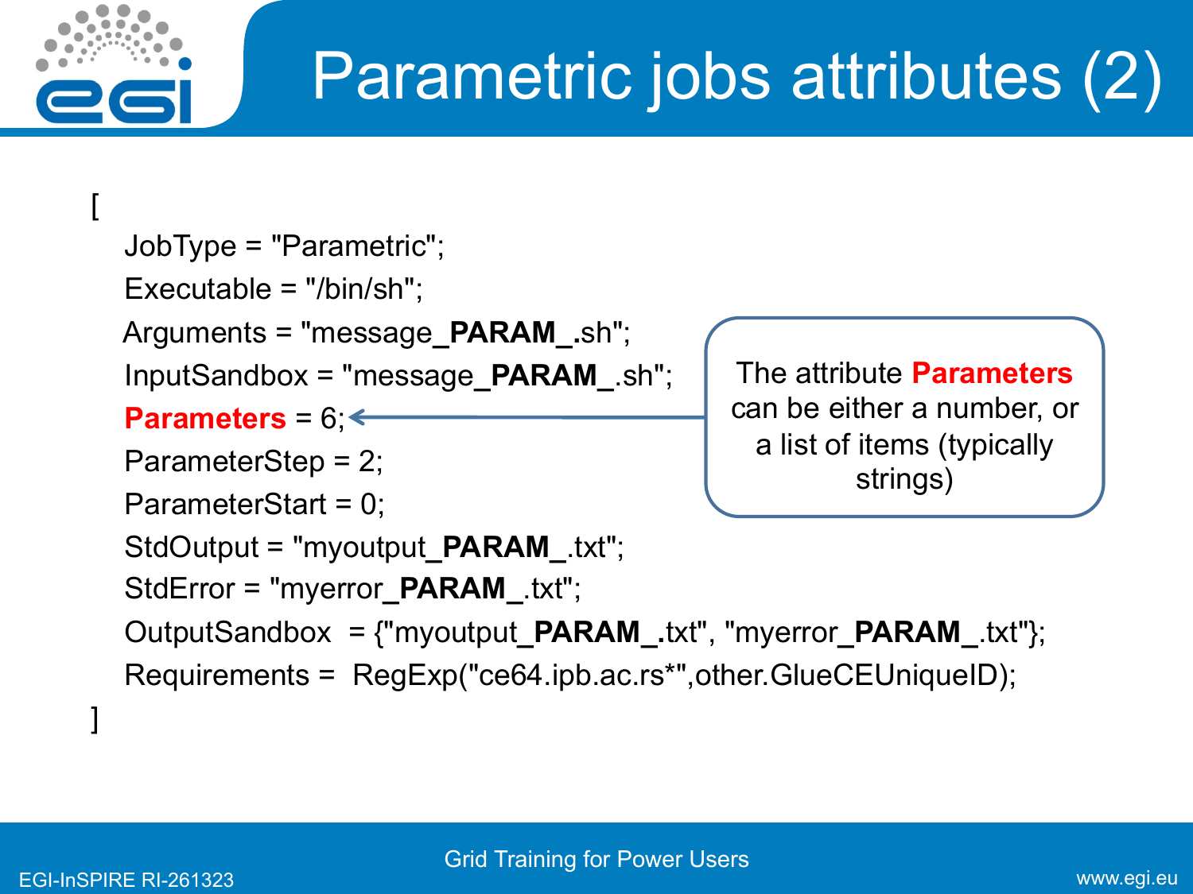# Parametric jobs attributes (2)

```
[
    JobType = "Parametric";
    Executable = "/bin/sh";
    Arguments = "message_PARAM_.sh";
    InputSandbox = "message_PARAM_.sh";
    Parameters = 6;
    ParameterStep = 2;
    ParameterStart = 0;
    StdOutput = "myoutput_PARAM_.txt";
    StdError = "myerror_PARAM_.txt";
    OutputSandbox  = {"myoutput_PARAM_.txt", "myerror_PARAM_.txt"};
    Requirements =  RegExp("ce64.ipb.ac.rs*",other.GlueCEUniqueID);
]
```

The attribute **Parameters** can be either a number, or a list of items (typically strings)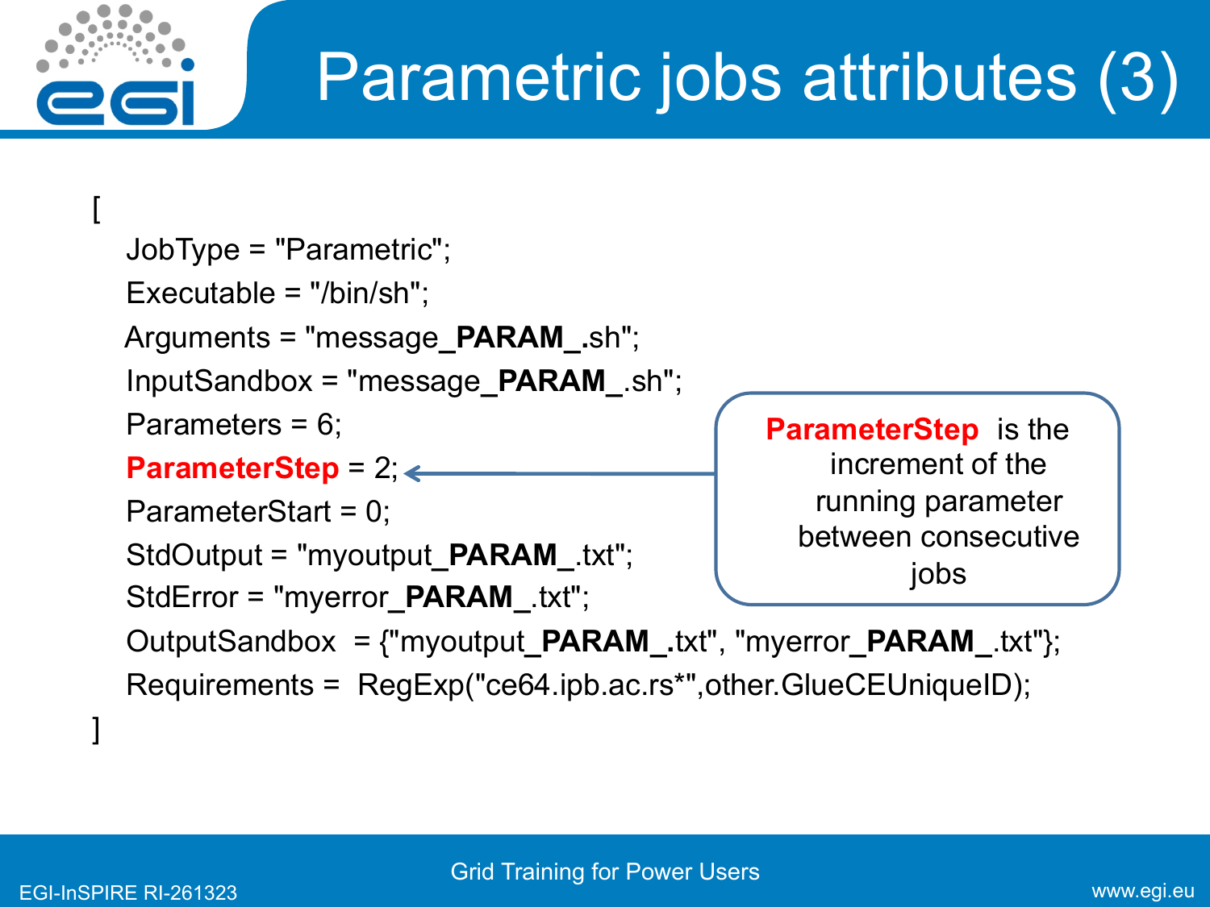# Parametric jobs attributes (3)

```
[
    JobType = "Parametric";
    Executable = "/bin/sh";
    Arguments = "message_PARAM_.sh";
    InputSandbox = "message_PARAM_.sh";
    Parameters = 6;
    ParameterStep = 2;
    ParameterStart = 0;
    StdOutput = "myoutput_PARAM_.txt";
    StdError = "myerror_PARAM_.txt";
    OutputSandbox  = {"myoutput_PARAM_.txt", "myerror_PARAM_.txt"};
    Requirements =  RegExp("ce64.ipb.ac.rs*",other.GlueCEUniqueID);
]
```

**ParameterStep** is the increment of the running parameter between consecutive jobs

Grid Training for Power Users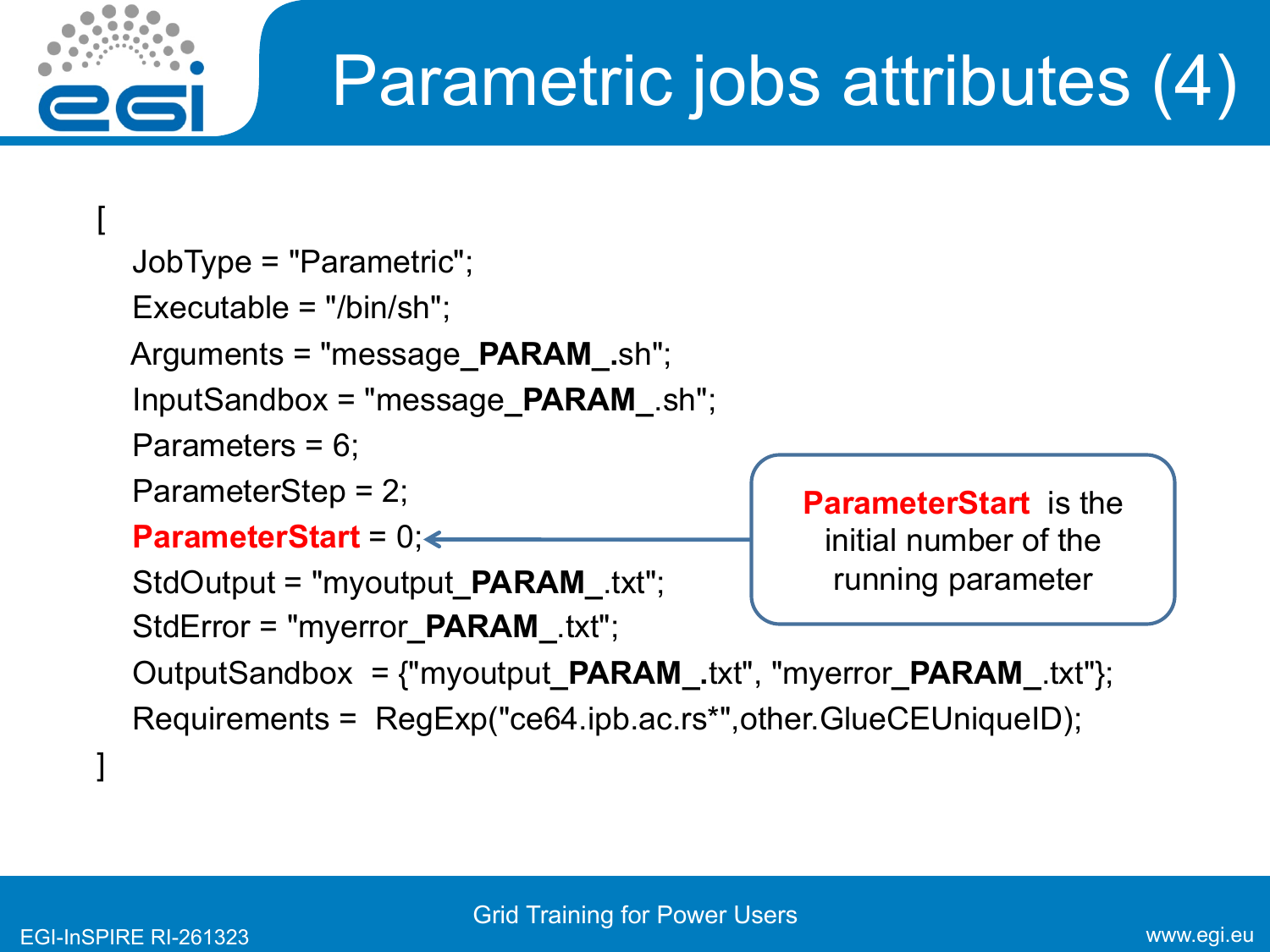# Parametric jobs attributes (4)

```
[
   JobType = "Parametric";
   Executable = "/bin/sh";
   Arguments = "message_PARAM_.sh";
   InputSandbox = "message_PARAM_.sh";
   Parameters = 6;
   ParameterStep = 2;
   ParameterStart = 0;
   StdOutput = "myoutput_PARAM_.txt";
   StdError = "myerror_PARAM_.txt";
   OutputSandbox  = {"myoutput_PARAM_.txt", "myerror_PARAM_.txt"};
   Requirements =  RegExp("ce64.ipb.ac.rs*",other.GlueCEUniqueID);
]
```

**ParameterStart** is the initial number of the running parameter

Grid Training for Power Users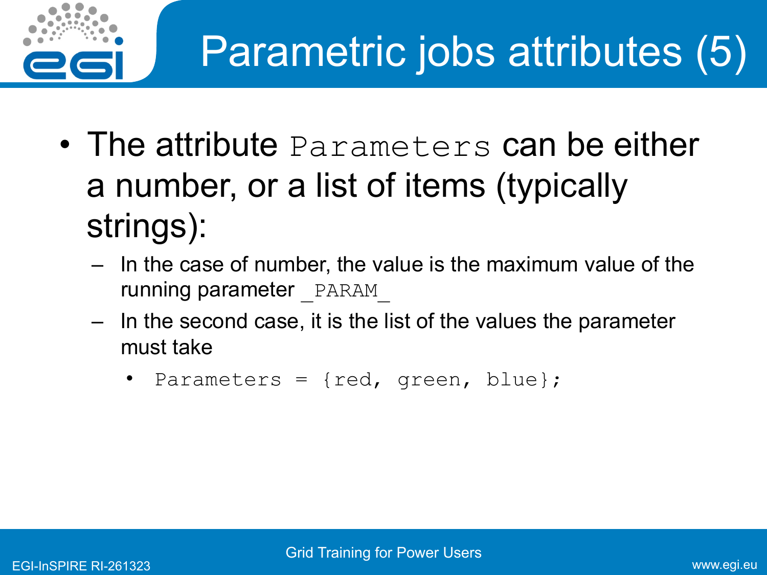# Parametric jobs attributes (5)

- The attribute `Parameters` can be either a number, or a list of items (typically strings):
  - In the case of number, the value is the maximum value of the running parameter `_PARAM_`
  - In the second case, it is the list of the values the parameter must take
    - `Parameters = {red, green, blue};`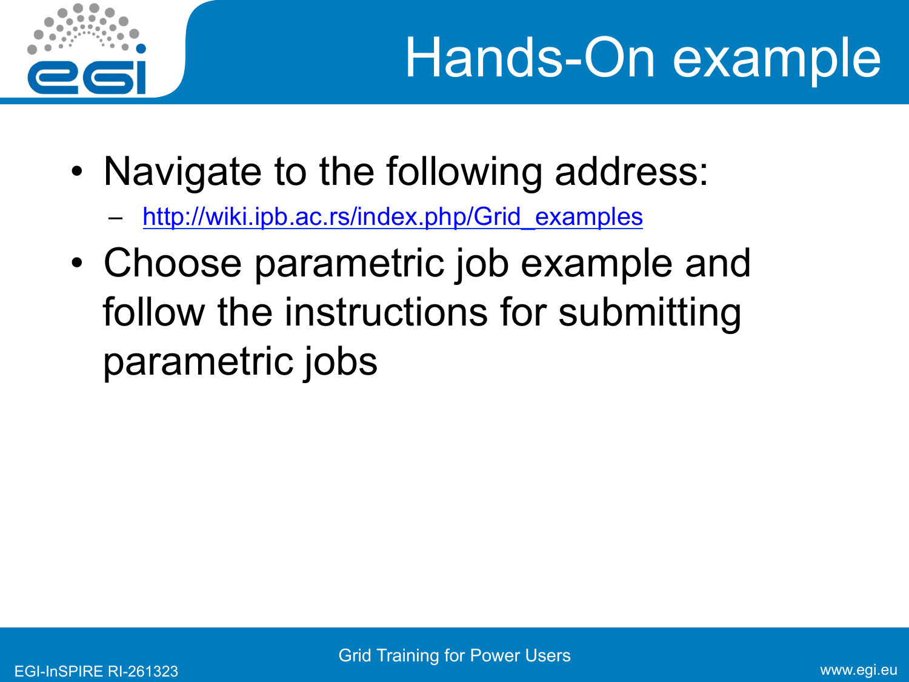# Hands-On example

- Navigate to the following address:
  - http://wiki.ipb.ac.rs/index.php/Grid_examples
- Choose parametric job example and follow the instructions for submitting parametric jobs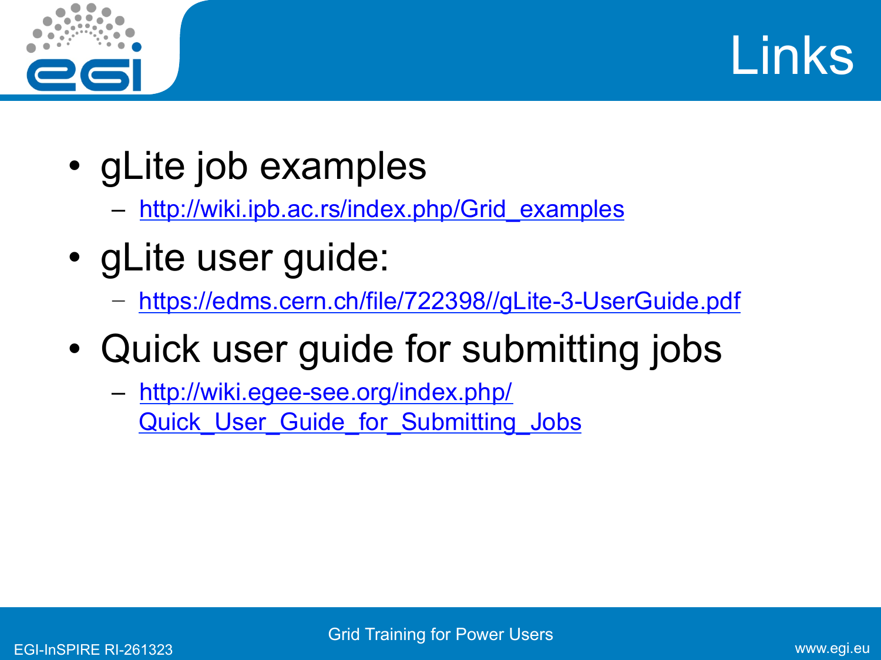# Links

- gLite job examples
  - http://wiki.ipb.ac.rs/index.php/Grid_examples
- gLite user guide:
  - https://edms.cern.ch/file/722398//gLite-3-UserGuide.pdf
- Quick user guide for submitting jobs
  - http://wiki.egee-see.org/index.php/Quick_User_Guide_for_Submitting_Jobs